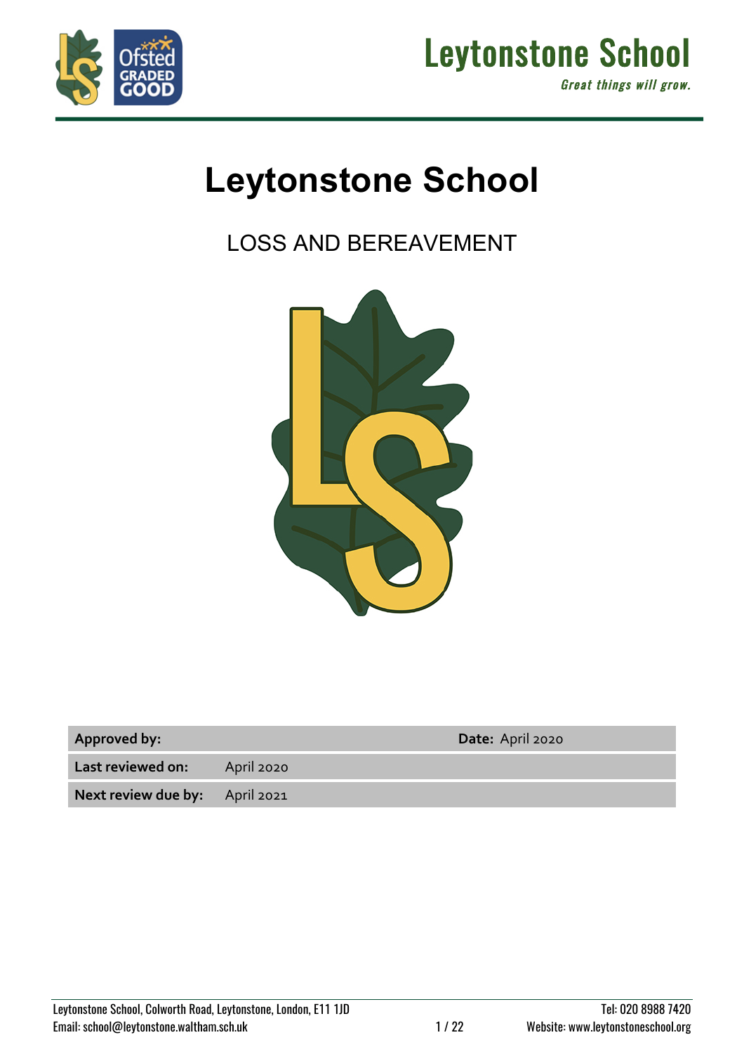# Leytonstone School

## LOSS AND BEREAVEMENT

| Approved by: | | Date: April 2020 |
|---|---|---|
| Last reviewed on: | April 2020 | |
| Next review due by: | April 2021 | |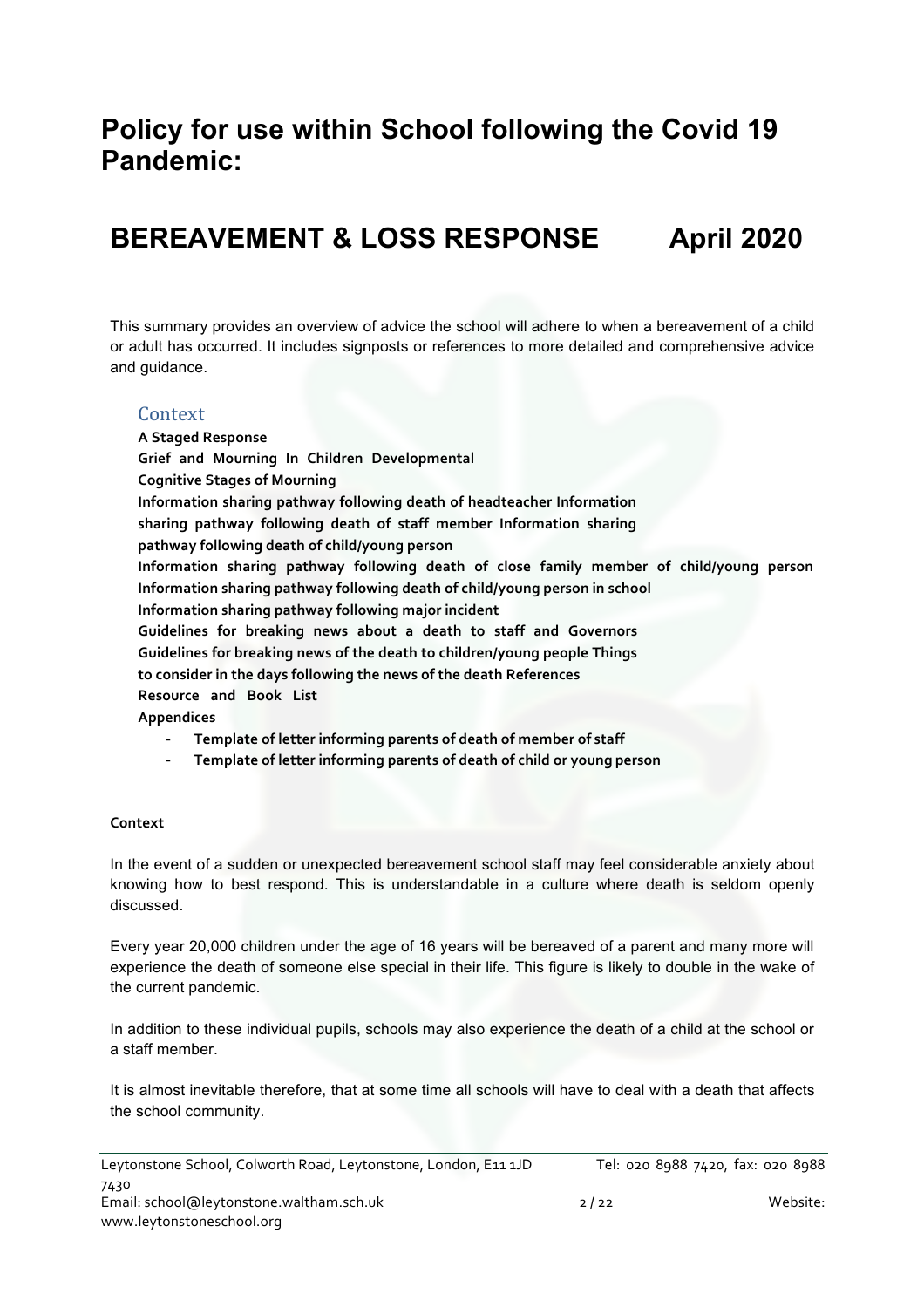# Policy for use within School following the Covid 19 Pandemic:

# BEREAVEMENT & LOSS RESPONSE April 2020

This summary provides an overview of advice the school will adhere to when a bereavement of a child or adult has occurred. It includes signposts or references to more detailed and comprehensive advice and guidance.

## Context

**A Staged Response**
**Grief and Mourning In Children Developmental**
**Cognitive Stages of Mourning**
**Information sharing pathway following death of headteacher Information sharing pathway following death of staff member Information sharing pathway following death of child/young person**
**Information sharing pathway following death of close family member of child/young person**
**Information sharing pathway following death of child/young person in school**
**Information sharing pathway following major incident**
**Guidelines for breaking news about a death to staff and Governors**
**Guidelines for breaking news of the death to children/young people Things to consider in the days following the news of the death References**
**Resource and Book List**
**Appendices**

- **Template of letter informing parents of death of member of staff**
- **Template of letter informing parents of death of child or young person**

**Context**

In the event of a sudden or unexpected bereavement school staff may feel considerable anxiety about knowing how to best respond. This is understandable in a culture where death is seldom openly discussed.

Every year 20,000 children under the age of 16 years will be bereaved of a parent and many more will experience the death of someone else special in their life. This figure is likely to double in the wake of the current pandemic.

In addition to these individual pupils, schools may also experience the death of a child at the school or a staff member.

It is almost inevitable therefore, that at some time all schools will have to deal with a death that affects the school community.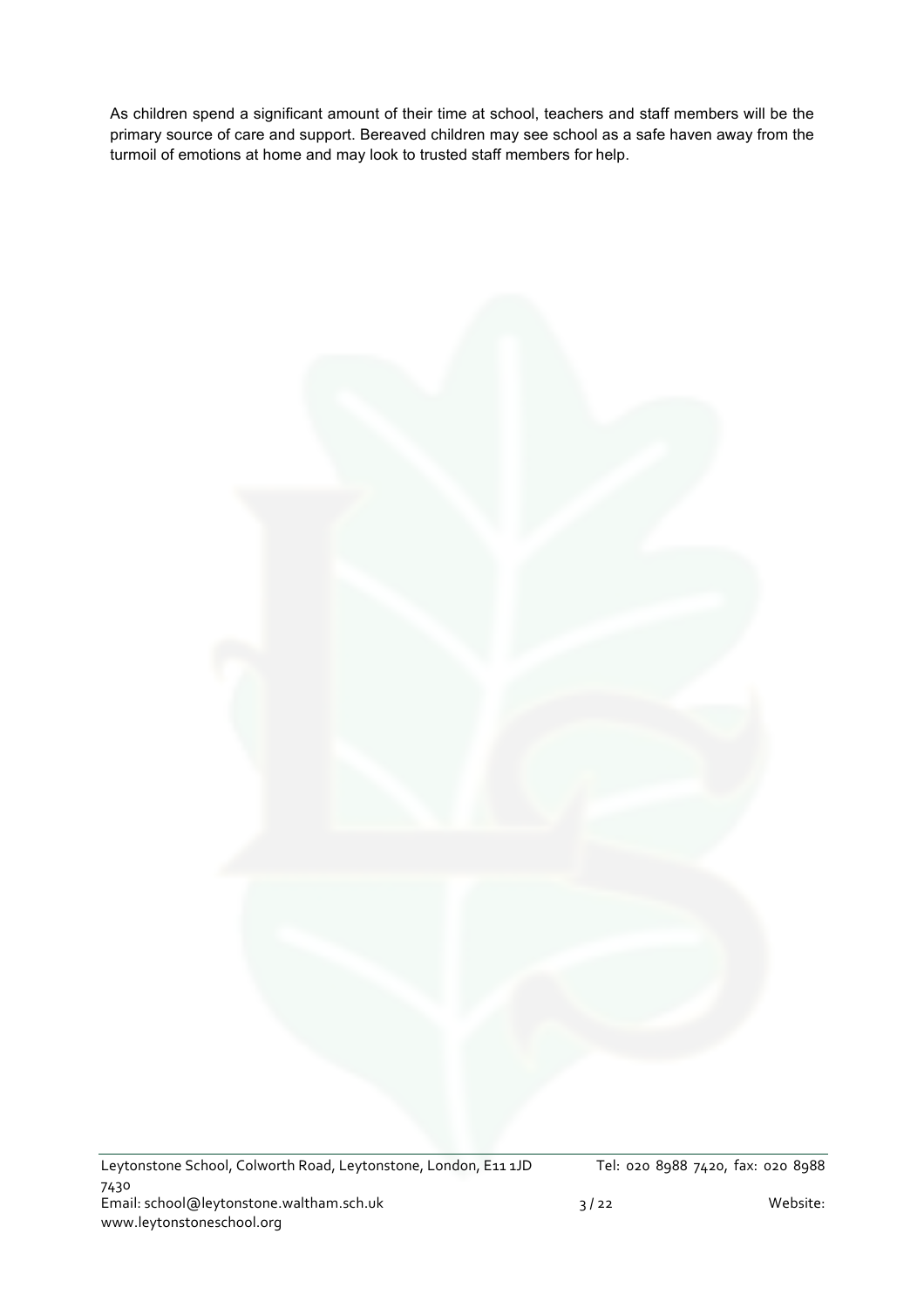As children spend a significant amount of their time at school, teachers and staff members will be the primary source of care and support. Bereaved children may see school as a safe haven away from the turmoil of emotions at home and may look to trusted staff members for help.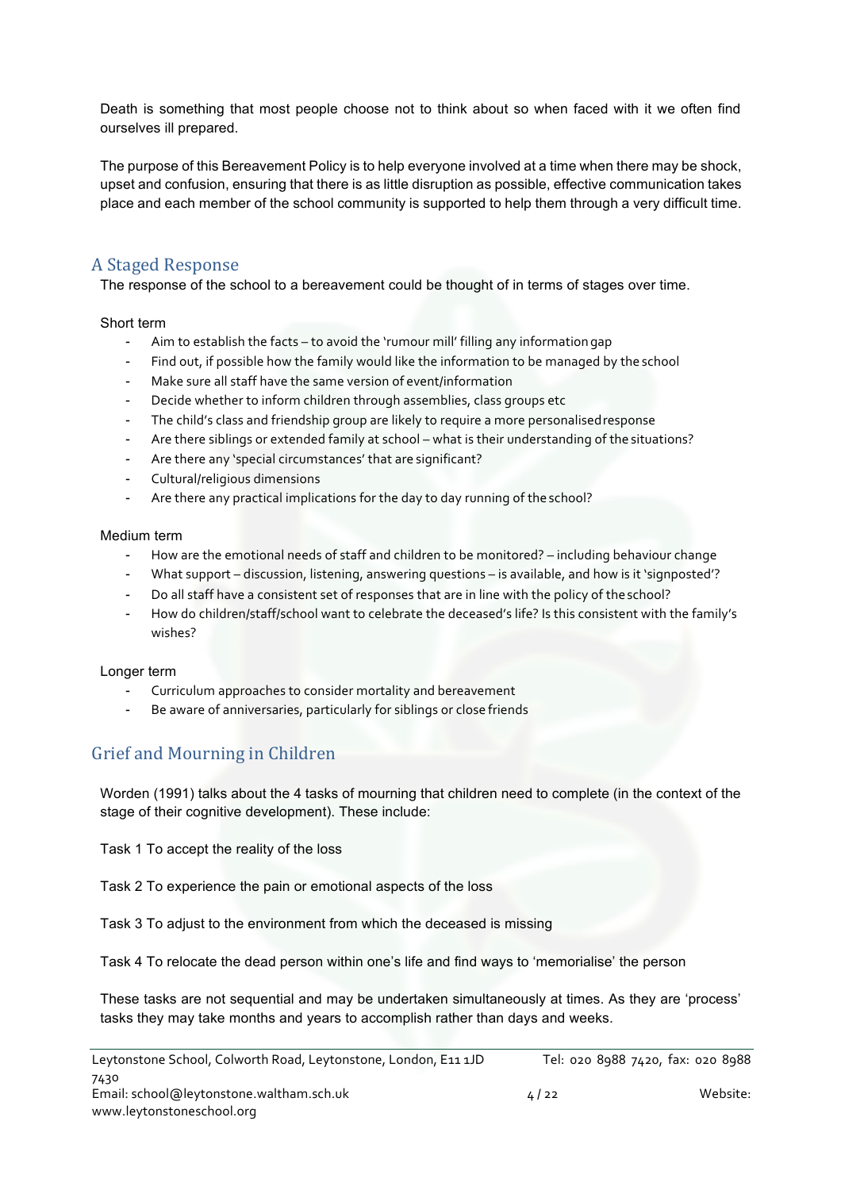Death is something that most people choose not to think about so when faced with it we often find ourselves ill prepared.

The purpose of this Bereavement Policy is to help everyone involved at a time when there may be shock, upset and confusion, ensuring that there is as little disruption as possible, effective communication takes place and each member of the school community is supported to help them through a very difficult time.

## A Staged Response

The response of the school to a bereavement could be thought of in terms of stages over time.

Short term

- Aim to establish the facts – to avoid the 'rumour mill' filling any information gap
- Find out, if possible how the family would like the information to be managed by the school
- Make sure all staff have the same version of event/information
- Decide whether to inform children through assemblies, class groups etc
- The child's class and friendship group are likely to require a more personalised response
- Are there siblings or extended family at school – what is their understanding of the situations?
- Are there any 'special circumstances' that are significant?
- Cultural/religious dimensions
- Are there any practical implications for the day to day running of the school?

Medium term

- How are the emotional needs of staff and children to be monitored? – including behaviour change
- What support – discussion, listening, answering questions – is available, and how is it 'signposted'?
- Do all staff have a consistent set of responses that are in line with the policy of the school?
- How do children/staff/school want to celebrate the deceased's life? Is this consistent with the family's wishes?

Longer term

- Curriculum approaches to consider mortality and bereavement
- Be aware of anniversaries, particularly for siblings or close friends

## Grief and Mourning in Children

Worden (1991) talks about the 4 tasks of mourning that children need to complete (in the context of the stage of their cognitive development). These include:

Task 1 To accept the reality of the loss

Task 2 To experience the pain or emotional aspects of the loss

Task 3 To adjust to the environment from which the deceased is missing

Task 4 To relocate the dead person within one's life and find ways to 'memorialise' the person

These tasks are not sequential and may be undertaken simultaneously at times. As they are 'process' tasks they may take months and years to accomplish rather than days and weeks.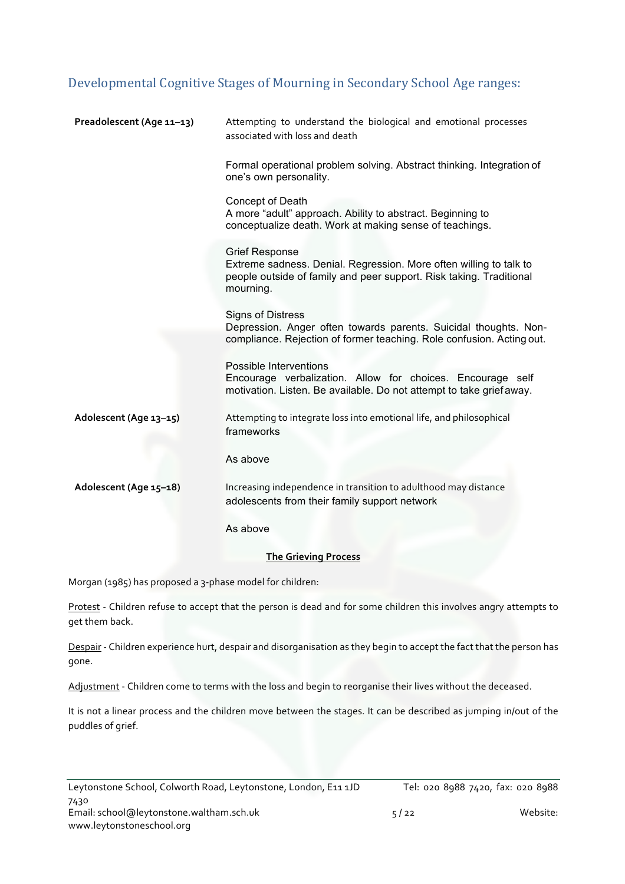## Developmental Cognitive Stages of Mourning in Secondary School Age ranges:

| | |
|---|---|
| **Preadolescent (Age 11–13)** | Attempting to understand the biological and emotional processes associated with loss and death<br><br>Formal operational problem solving. Abstract thinking. Integration of one's own personality.<br><br>Concept of Death<br>A more "adult" approach. Ability to abstract. Beginning to conceptualize death. Work at making sense of teachings.<br><br>Grief Response<br>Extreme sadness. Denial. Regression. More often willing to talk to people outside of family and peer support. Risk taking. Traditional mourning.<br><br>Signs of Distress<br>Depression. Anger often towards parents. Suicidal thoughts. Non-compliance. Rejection of former teaching. Role confusion. Acting out.<br><br>Possible Interventions<br>Encourage verbalization. Allow for choices. Encourage self motivation. Listen. Be available. Do not attempt to take grief away. |
| **Adolescent (Age 13–15)** | Attempting to integrate loss into emotional life, and philosophical frameworks<br><br>As above |
| **Adolescent (Age 15–18)** | Increasing independence in transition to adulthood may distance adolescents from their family support network<br><br>As above |

**The Grieving Process**

Morgan (1985) has proposed a 3-phase model for children:

Protest - Children refuse to accept that the person is dead and for some children this involves angry attempts to get them back.

Despair - Children experience hurt, despair and disorganisation as they begin to accept the fact that the person has gone.

Adjustment - Children come to terms with the loss and begin to reorganise their lives without the deceased.

It is not a linear process and the children move between the stages. It can be described as jumping in/out of the puddles of grief.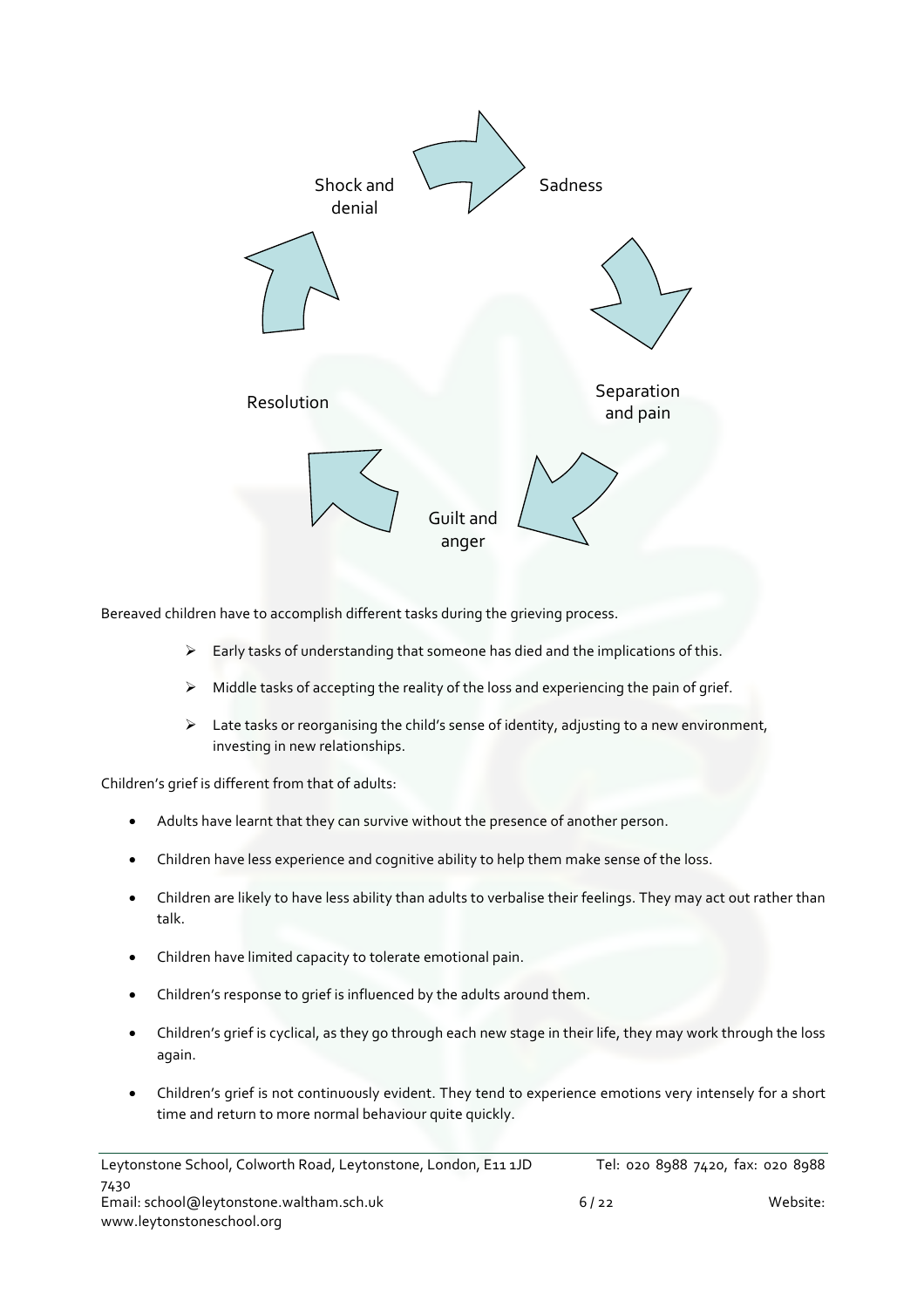Shock and denial → Sadness → Separation and pain → Guilt and anger → Resolution

Bereaved children have to accomplish different tasks during the grieving process.

- Early tasks of understanding that someone has died and the implications of this.
- Middle tasks of accepting the reality of the loss and experiencing the pain of grief.
- Late tasks or reorganising the child's sense of identity, adjusting to a new environment, investing in new relationships.

Children's grief is different from that of adults:

- Adults have learnt that they can survive without the presence of another person.
- Children have less experience and cognitive ability to help them make sense of the loss.
- Children are likely to have less ability than adults to verbalise their feelings. They may act out rather than talk.
- Children have limited capacity to tolerate emotional pain.
- Children's response to grief is influenced by the adults around them.
- Children's grief is cyclical, as they go through each new stage in their life, they may work through the loss again.
- Children's grief is not continuously evident. They tend to experience emotions very intensely for a short time and return to more normal behaviour quite quickly.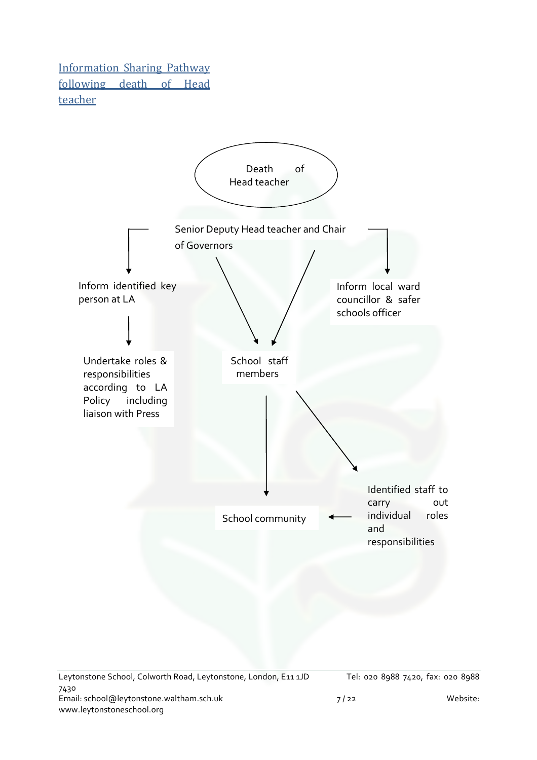Information Sharing Pathway following death of Head teacher

Death of Head teacher

Senior Deputy Head teacher and Chair of Governors

Inform identified key person at LA

Inform local ward councillor & safer schools officer

Undertake roles & responsibilities according to LA Policy including liaison with Press

School staff members

Identified staff to carry out individual roles and responsibilities

School community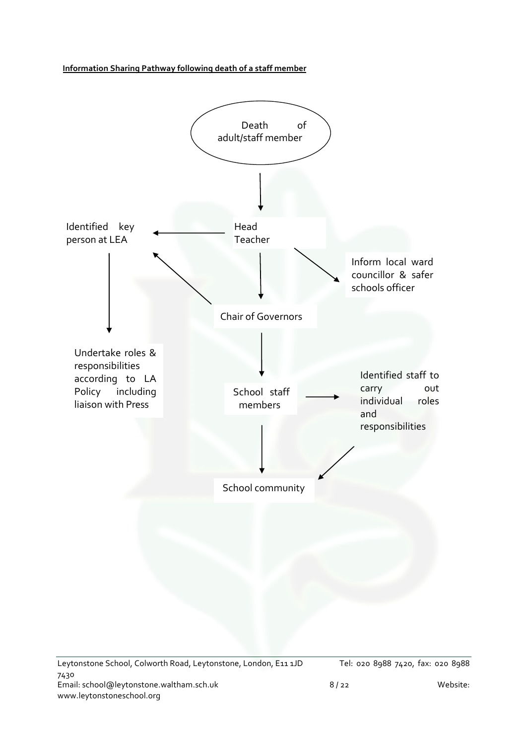**Information Sharing Pathway following death of a staff member**

- Death of adult/staff member
  - → Head Teacher
    - → Identified key person at LEA
      - → Undertake roles & responsibilities according to LA Policy including liaison with Press
    - → Inform local ward councillor & safer schools officer
    - → Chair of Governors
      - → Identified key person at LEA
      - → School staff members
        - → Identified staff to carry out individual roles and responsibilities
          - → School community
        - → School community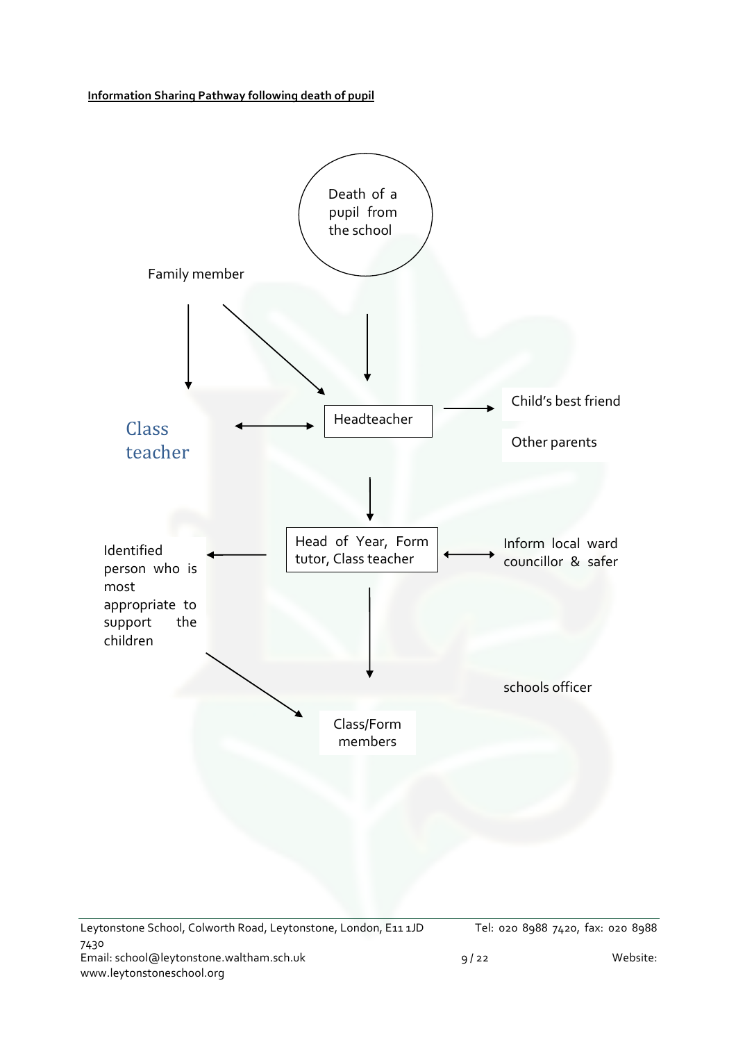**Information Sharing Pathway following death of pupil**

Death of a pupil from the school

Family member

Class teacher

Headteacher

Child's best friend

Other parents

Identified person who is most appropriate to support the children

Head of Year, Form tutor, Class teacher

Inform local ward councillor & safer schools officer

Class/Form members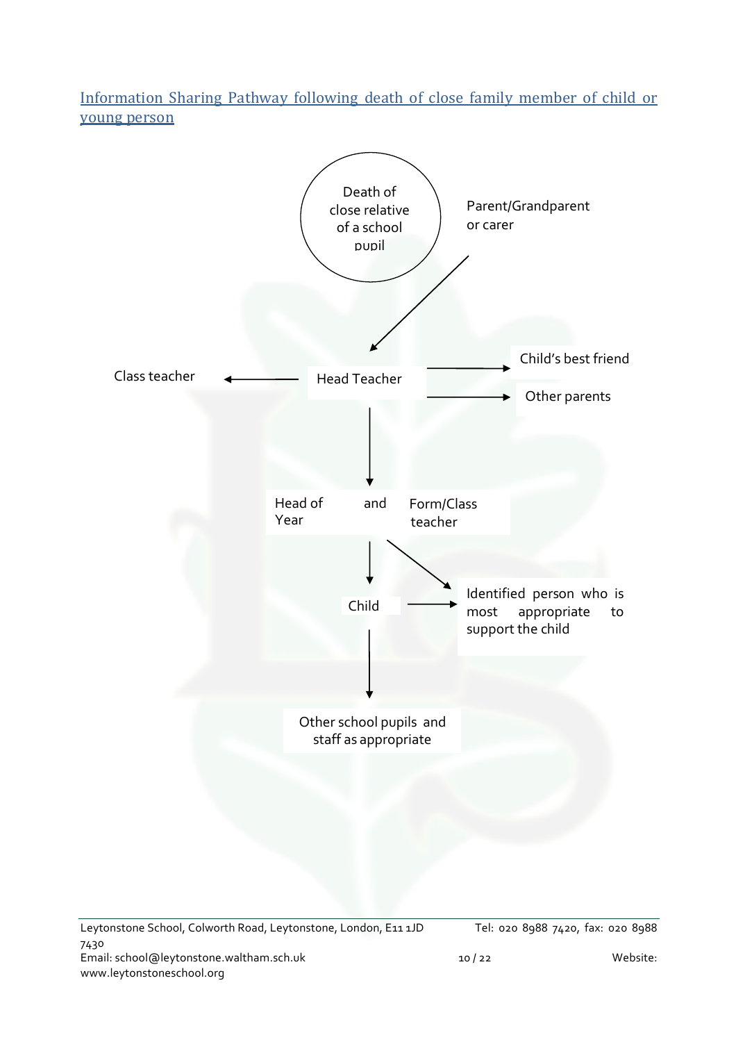## Information Sharing Pathway following death of close family member of child or young person

Death of close relative of a school pupil

Parent/Grandparent or carer

Head Teacher

Class teacher

Child's best friend

Other parents

Head of Year and Form/Class teacher

Child

Identified person who is most appropriate to support the child

Other school pupils and staff as appropriate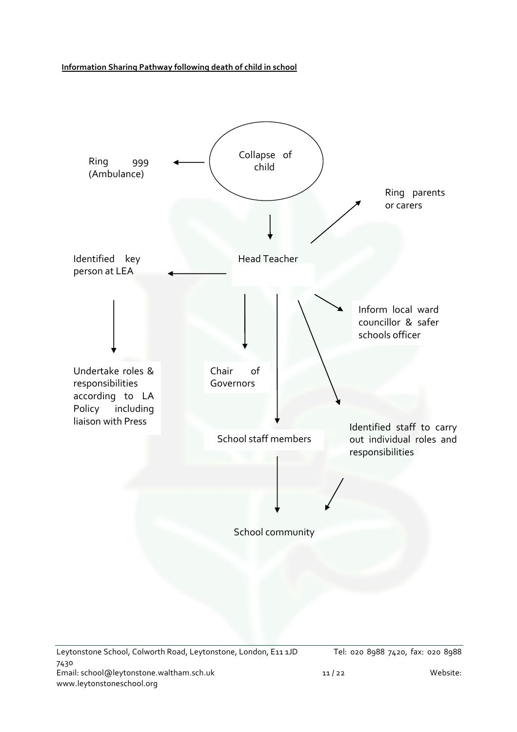**Information Sharing Pathway following death of child in school**

Collapse of child

Ring 999 (Ambulance)

Head Teacher

Ring parents or carers

Identified key person at LEA

Inform local ward councillor & safer schools officer

Undertake roles & responsibilities according to LA Policy including liaison with Press

Chair of Governors

School staff members

Identified staff to carry out individual roles and responsibilities

School community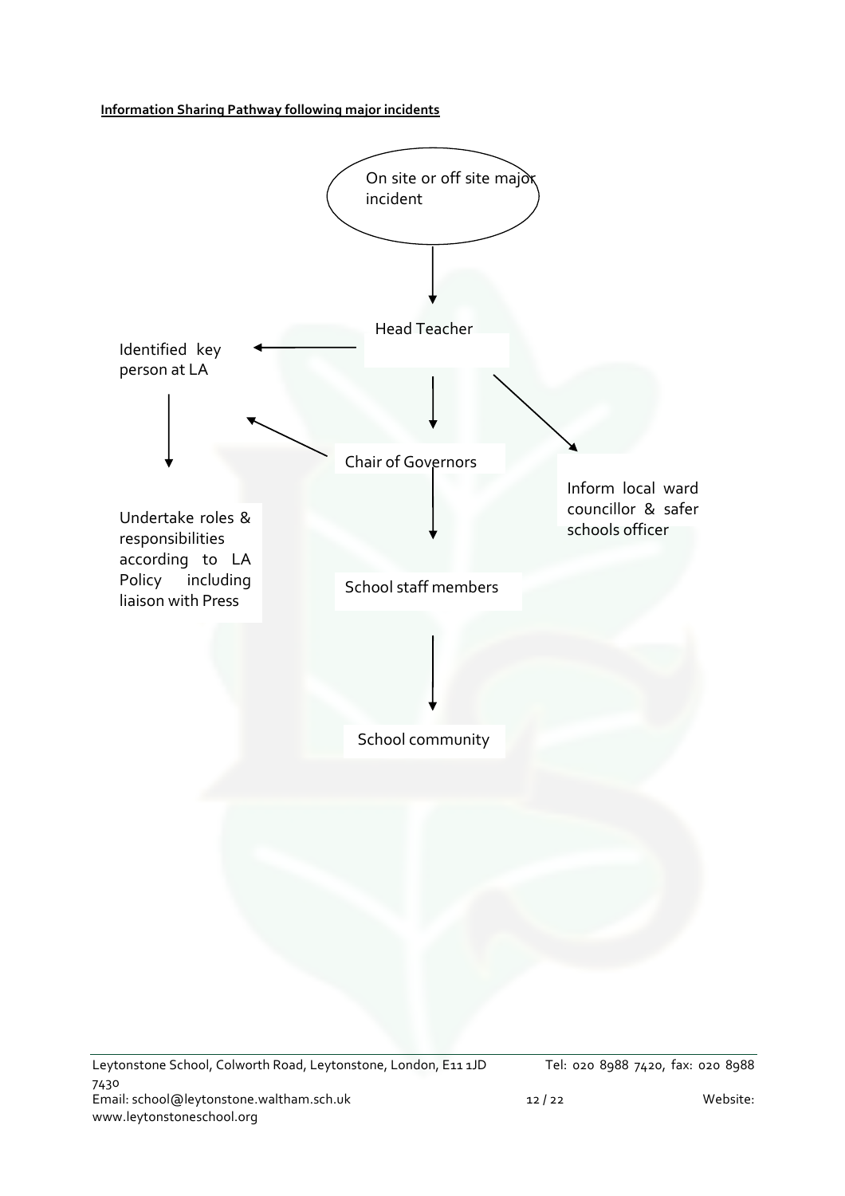**Information Sharing Pathway following major incidents**

On site or off site major incident

↓

Head Teacher

- → Identified key person at LA
  - ↓ Undertake roles & responsibilities according to LA Policy including liaison with Press
- → Inform local ward councillor & safer schools officer
- ↓ Chair of Governors
  - → Identified key person at LA
  - ↓ School staff members
    - ↓ School community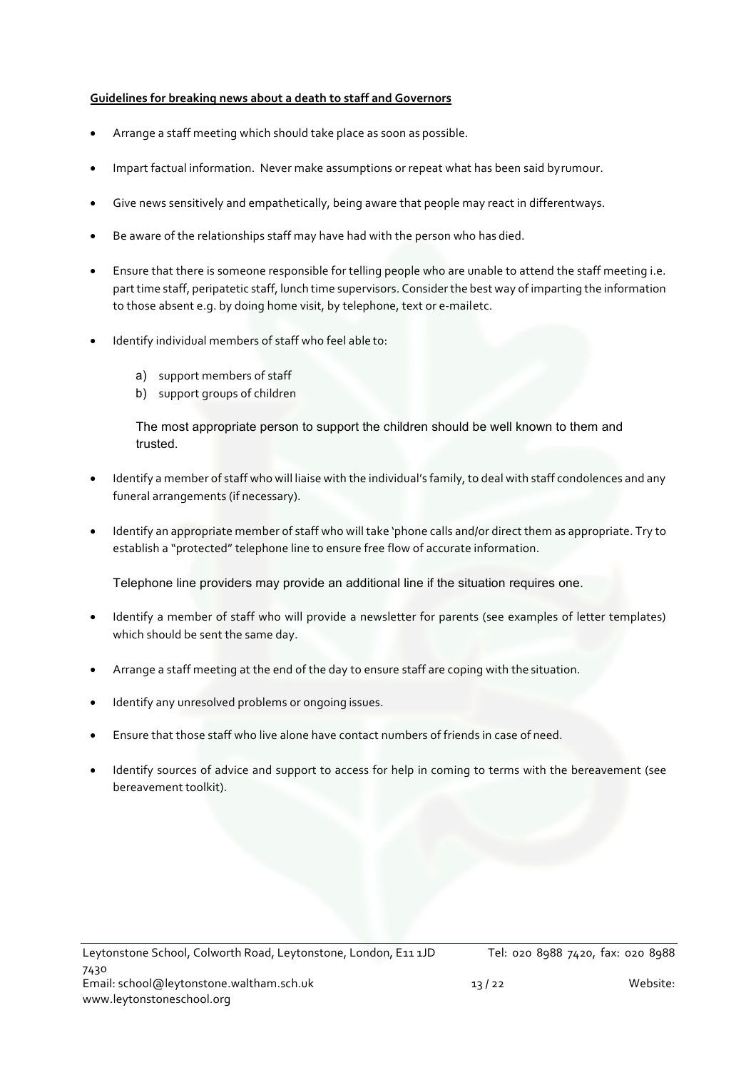**Guidelines for breaking news about a death to staff and Governors**

- Arrange a staff meeting which should take place as soon as possible.
- Impart factual information. Never make assumptions or repeat what has been said by rumour.
- Give news sensitively and empathetically, being aware that people may react in different ways.
- Be aware of the relationships staff may have had with the person who has died.
- Ensure that there is someone responsible for telling people who are unable to attend the staff meeting i.e. part time staff, peripatetic staff, lunch time supervisors. Consider the best way of imparting the information to those absent e.g. by doing home visit, by telephone, text or e-mail etc.
- Identify individual members of staff who feel able to:

    a) support members of staff
    b) support groups of children

    The most appropriate person to support the children should be well known to them and trusted.

- Identify a member of staff who will liaise with the individual's family, to deal with staff condolences and any funeral arrangements (if necessary).
- Identify an appropriate member of staff who will take 'phone calls and/or direct them as appropriate. Try to establish a "protected" telephone line to ensure free flow of accurate information.

    Telephone line providers may provide an additional line if the situation requires one.

- Identify a member of staff who will provide a newsletter for parents (see examples of letter templates) which should be sent the same day.
- Arrange a staff meeting at the end of the day to ensure staff are coping with the situation.
- Identify any unresolved problems or ongoing issues.
- Ensure that those staff who live alone have contact numbers of friends in case of need.
- Identify sources of advice and support to access for help in coming to terms with the bereavement (see bereavement toolkit).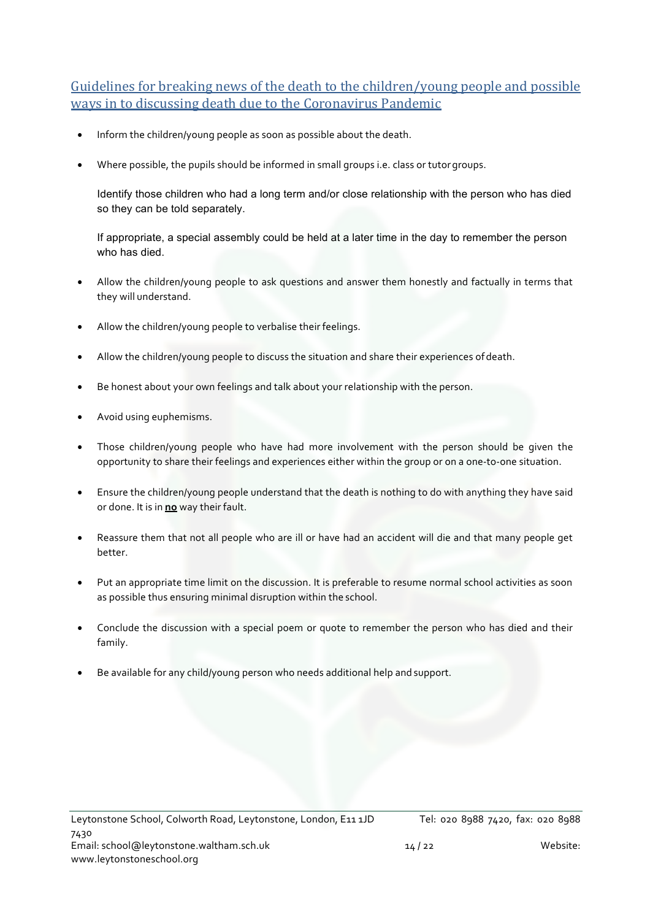## Guidelines for breaking news of the death to the children/young people and possible ways in to discussing death due to the Coronavirus Pandemic

- Inform the children/young people as soon as possible about the death.
- Where possible, the pupils should be informed in small groups i.e. class or tutor groups.

  Identify those children who had a long term and/or close relationship with the person who has died so they can be told separately.

  If appropriate, a special assembly could be held at a later time in the day to remember the person who has died.

- Allow the children/young people to ask questions and answer them honestly and factually in terms that they will understand.
- Allow the children/young people to verbalise their feelings.
- Allow the children/young people to discuss the situation and share their experiences of death.
- Be honest about your own feelings and talk about your relationship with the person.
- Avoid using euphemisms.
- Those children/young people who have had more involvement with the person should be given the opportunity to share their feelings and experiences either within the group or on a one-to-one situation.
- Ensure the children/young people understand that the death is nothing to do with anything they have said or done. It is in **no** way their fault.
- Reassure them that not all people who are ill or have had an accident will die and that many people get better.
- Put an appropriate time limit on the discussion. It is preferable to resume normal school activities as soon as possible thus ensuring minimal disruption within the school.
- Conclude the discussion with a special poem or quote to remember the person who has died and their family.
- Be available for any child/young person who needs additional help and support.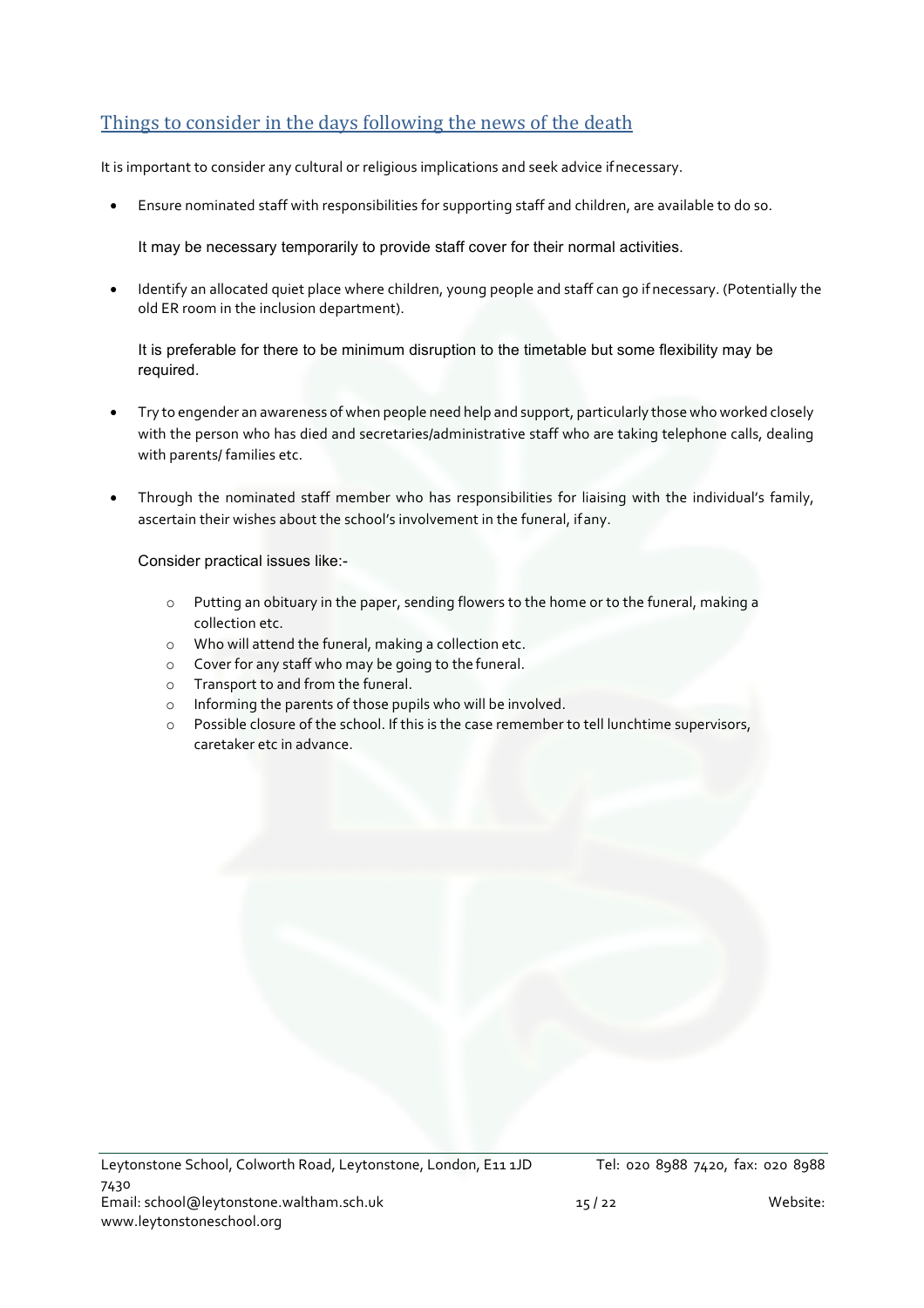## Things to consider in the days following the news of the death

It is important to consider any cultural or religious implications and seek advice if necessary.

- Ensure nominated staff with responsibilities for supporting staff and children, are available to do so.

  It may be necessary temporarily to provide staff cover for their normal activities.

- Identify an allocated quiet place where children, young people and staff can go if necessary. (Potentially the old ER room in the inclusion department).

  It is preferable for there to be minimum disruption to the timetable but some flexibility may be required.

- Try to engender an awareness of when people need help and support, particularly those who worked closely with the person who has died and secretaries/administrative staff who are taking telephone calls, dealing with parents/ families etc.

- Through the nominated staff member who has responsibilities for liaising with the individual's family, ascertain their wishes about the school's involvement in the funeral, if any.

  Consider practical issues like:-

  - Putting an obituary in the paper, sending flowers to the home or to the funeral, making a collection etc.
  - Who will attend the funeral, making a collection etc.
  - Cover for any staff who may be going to the funeral.
  - Transport to and from the funeral.
  - Informing the parents of those pupils who will be involved.
  - Possible closure of the school. If this is the case remember to tell lunchtime supervisors, caretaker etc in advance.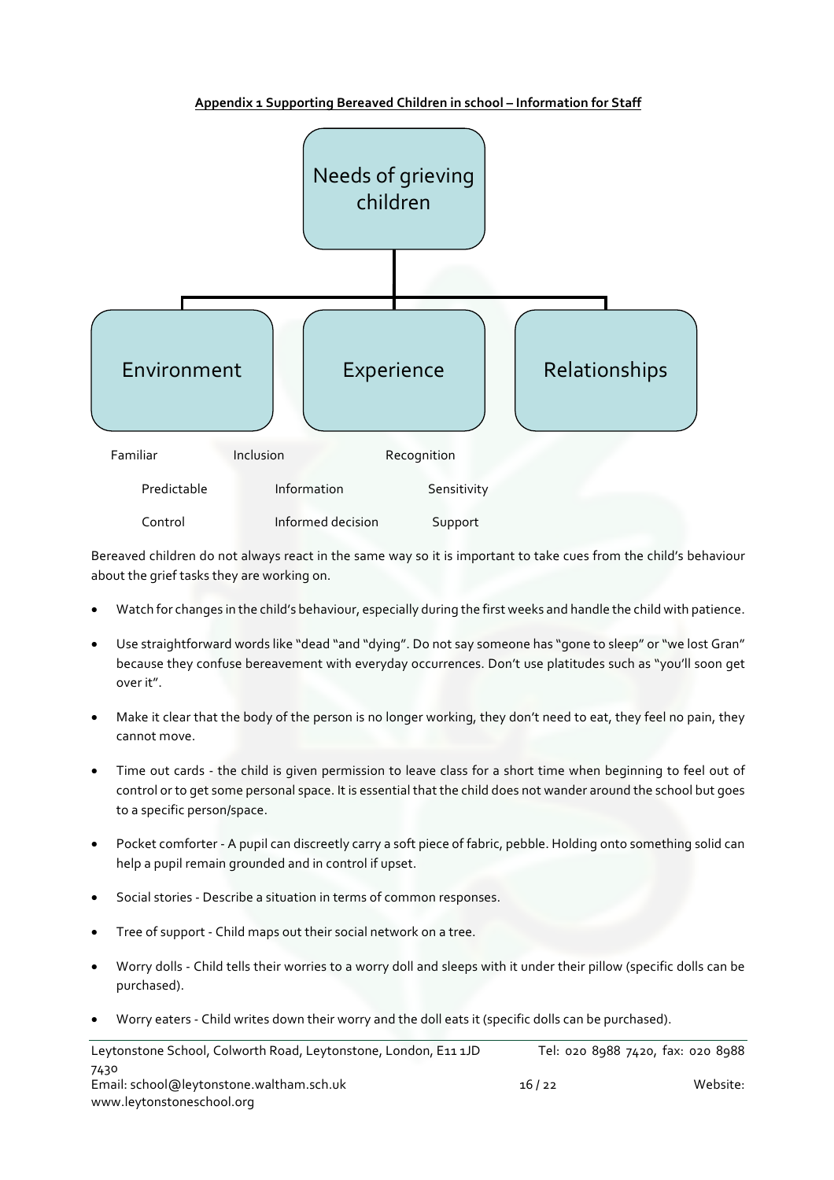**Appendix 1 Supporting Bereaved Children in school – Information for Staff**

Needs of grieving children

| Environment | Experience | Relationships |
| --- | --- | --- |
| Familiar | Inclusion | Recognition |
| Predictable | Information | Sensitivity |
| Control | Informed decision | Support |

Bereaved children do not always react in the same way so it is important to take cues from the child's behaviour about the grief tasks they are working on.

- Watch for changes in the child's behaviour, especially during the first weeks and handle the child with patience.
- Use straightforward words like "dead "and "dying". Do not say someone has "gone to sleep" or "we lost Gran" because they confuse bereavement with everyday occurrences. Don't use platitudes such as "you'll soon get over it".
- Make it clear that the body of the person is no longer working, they don't need to eat, they feel no pain, they cannot move.
- Time out cards - the child is given permission to leave class for a short time when beginning to feel out of control or to get some personal space. It is essential that the child does not wander around the school but goes to a specific person/space.
- Pocket comforter - A pupil can discreetly carry a soft piece of fabric, pebble. Holding onto something solid can help a pupil remain grounded and in control if upset.
- Social stories - Describe a situation in terms of common responses.
- Tree of support - Child maps out their social network on a tree.
- Worry dolls - Child tells their worries to a worry doll and sleeps with it under their pillow (specific dolls can be purchased).
- Worry eaters - Child writes down their worry and the doll eats it (specific dolls can be purchased).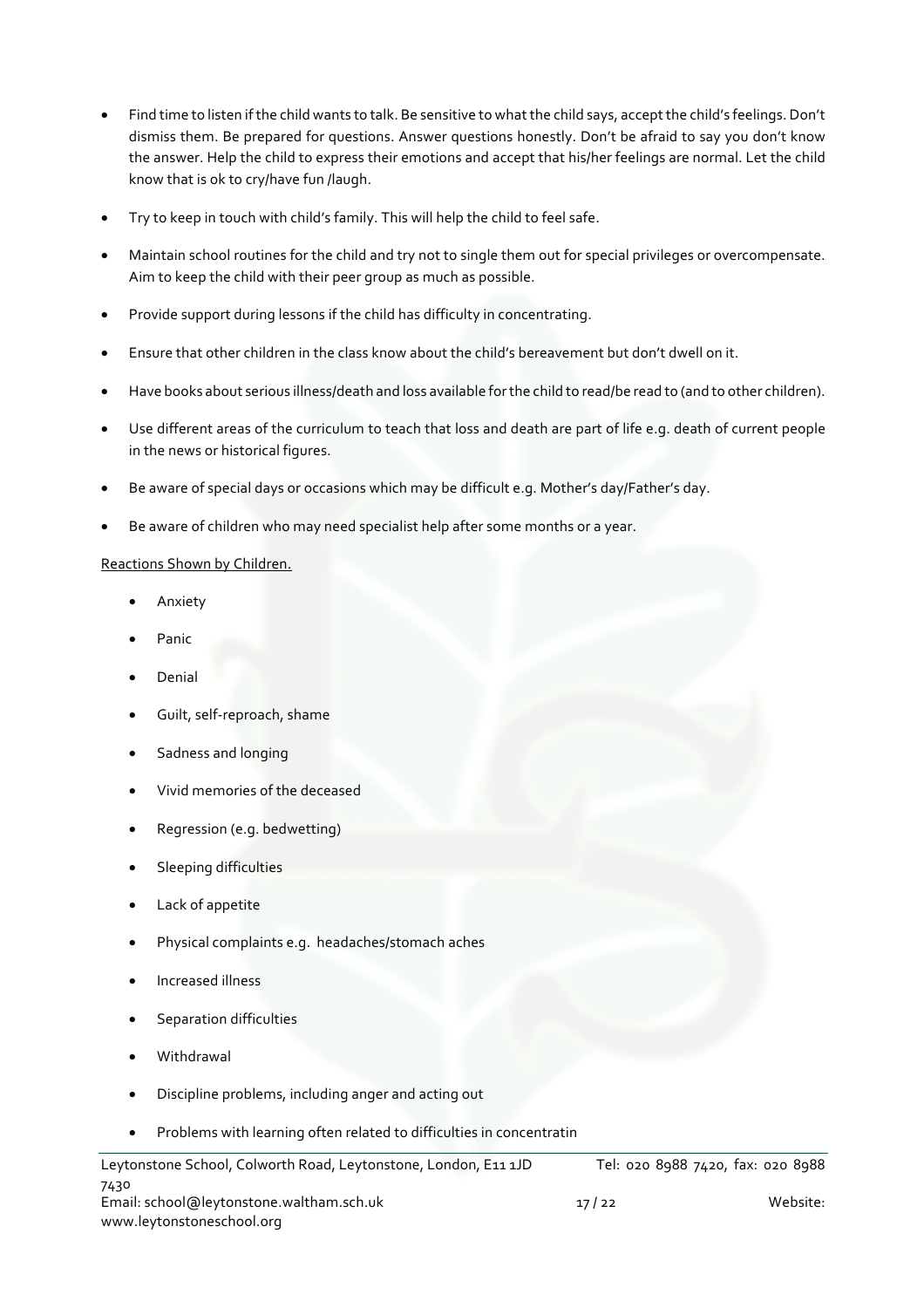- Find time to listen if the child wants to talk. Be sensitive to what the child says, accept the child's feelings. Don't dismiss them. Be prepared for questions. Answer questions honestly. Don't be afraid to say you don't know the answer. Help the child to express their emotions and accept that his/her feelings are normal. Let the child know that is ok to cry/have fun /laugh.
- Try to keep in touch with child's family. This will help the child to feel safe.
- Maintain school routines for the child and try not to single them out for special privileges or overcompensate. Aim to keep the child with their peer group as much as possible.
- Provide support during lessons if the child has difficulty in concentrating.
- Ensure that other children in the class know about the child's bereavement but don't dwell on it.
- Have books about serious illness/death and loss available for the child to read/be read to (and to other children).
- Use different areas of the curriculum to teach that loss and death are part of life e.g. death of current people in the news or historical figures.
- Be aware of special days or occasions which may be difficult e.g. Mother's day/Father's day.
- Be aware of children who may need specialist help after some months or a year.

Reactions Shown by Children.

- Anxiety
- Panic
- Denial
- Guilt, self-reproach, shame
- Sadness and longing
- Vivid memories of the deceased
- Regression (e.g. bedwetting)
- Sleeping difficulties
- Lack of appetite
- Physical complaints e.g. headaches/stomach aches
- Increased illness
- Separation difficulties
- Withdrawal
- Discipline problems, including anger and acting out
- Problems with learning often related to difficulties in concentratin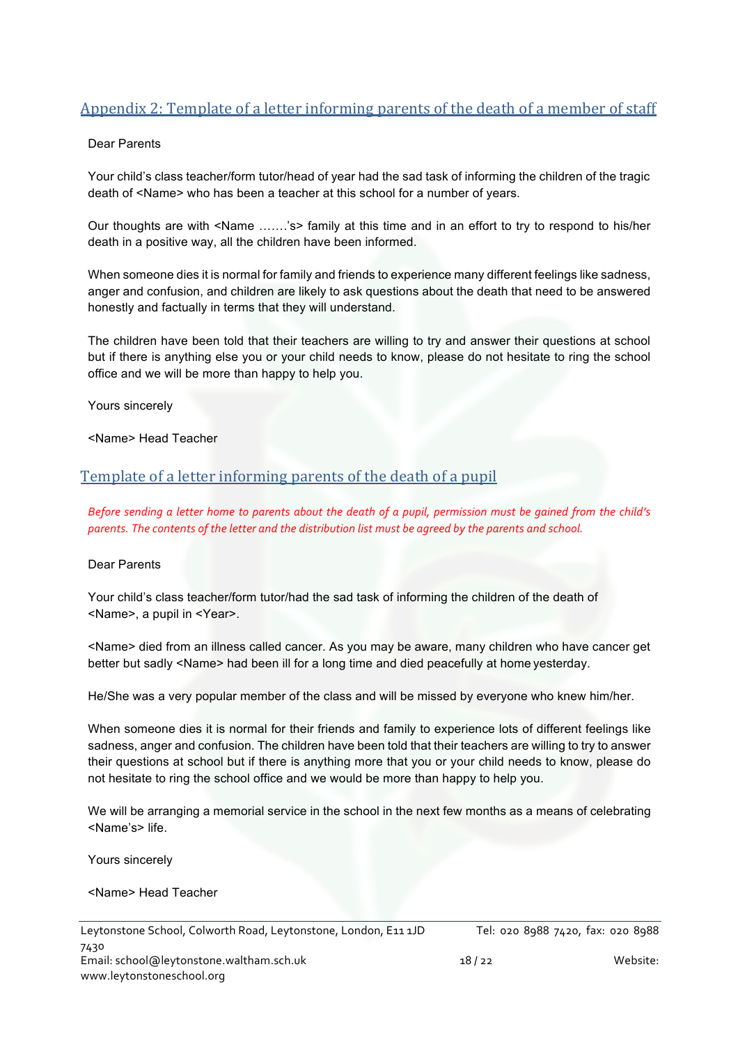## Appendix 2: Template of a letter informing parents of the death of a member of staff

Dear Parents

Your child's class teacher/form tutor/head of year had the sad task of informing the children of the tragic death of <Name> who has been a teacher at this school for a number of years.

Our thoughts are with <Name …….'s> family at this time and in an effort to try to respond to his/her death in a positive way, all the children have been informed.

When someone dies it is normal for family and friends to experience many different feelings like sadness, anger and confusion, and children are likely to ask questions about the death that need to be answered honestly and factually in terms that they will understand.

The children have been told that their teachers are willing to try and answer their questions at school but if there is anything else you or your child needs to know, please do not hesitate to ring the school office and we will be more than happy to help you.

Yours sincerely

<Name> Head Teacher

## Template of a letter informing parents of the death of a pupil

*Before sending a letter home to parents about the death of a pupil, permission must be gained from the child's parents. The contents of the letter and the distribution list must be agreed by the parents and school.*

Dear Parents

Your child's class teacher/form tutor/had the sad task of informing the children of the death of <Name>, a pupil in <Year>.

<Name> died from an illness called cancer. As you may be aware, many children who have cancer get better but sadly <Name> had been ill for a long time and died peacefully at home yesterday.

He/She was a very popular member of the class and will be missed by everyone who knew him/her.

When someone dies it is normal for their friends and family to experience lots of different feelings like sadness, anger and confusion. The children have been told that their teachers are willing to try to answer their questions at school but if there is anything more that you or your child needs to know, please do not hesitate to ring the school office and we would be more than happy to help you.

We will be arranging a memorial service in the school in the next few months as a means of celebrating <Name's> life.

Yours sincerely

<Name> Head Teacher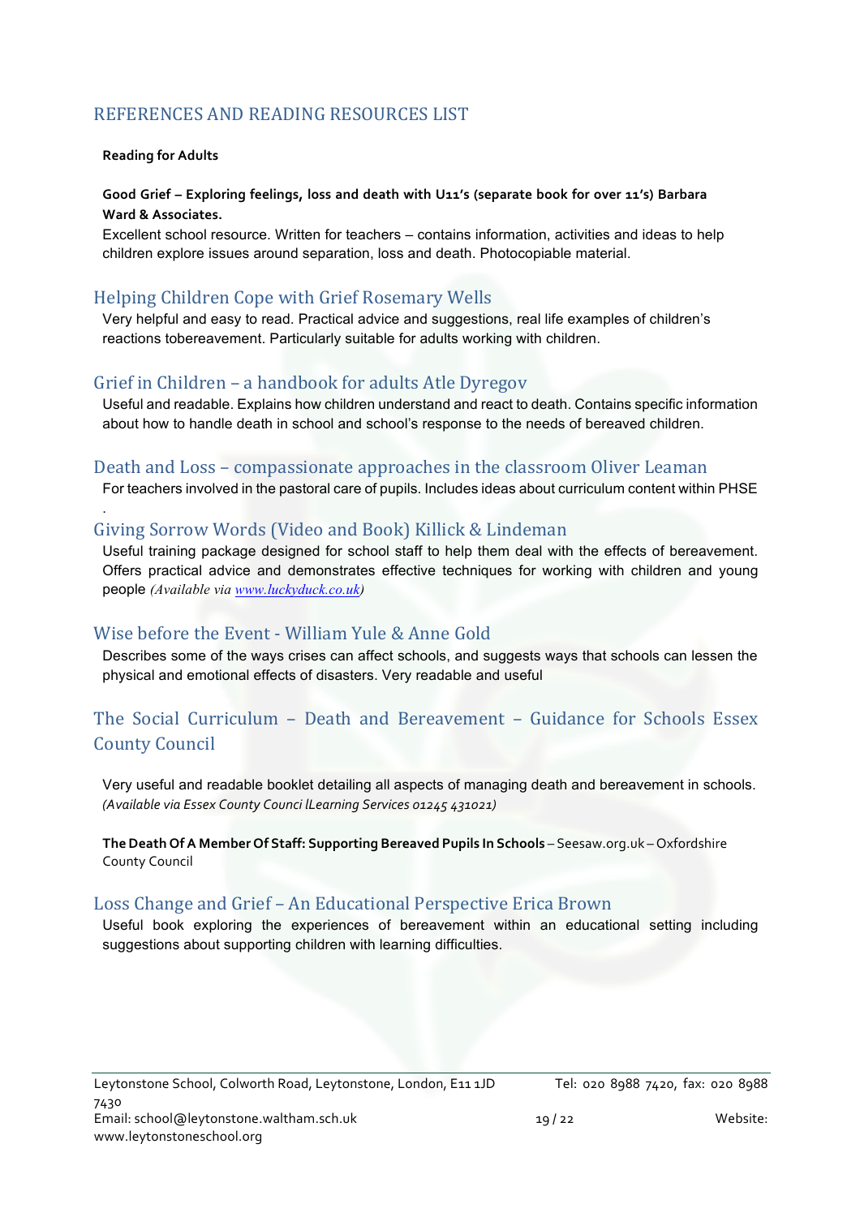## REFERENCES AND READING RESOURCES LIST

**Reading for Adults**

**Good Grief – Exploring feelings, loss and death with U11's (separate book for over 11's) Barbara Ward & Associates.**

Excellent school resource. Written for teachers – contains information, activities and ideas to help children explore issues around separation, loss and death. Photocopiable material.

### Helping Children Cope with Grief Rosemary Wells

Very helpful and easy to read. Practical advice and suggestions, real life examples of children's reactions tobereavement. Particularly suitable for adults working with children.

### Grief in Children – a handbook for adults Atle Dyregov

Useful and readable. Explains how children understand and react to death. Contains specific information about how to handle death in school and school's response to the needs of bereaved children.

### Death and Loss – compassionate approaches in the classroom Oliver Leaman

For teachers involved in the pastoral care of pupils. Includes ideas about curriculum content within PHSE

.

### Giving Sorrow Words (Video and Book) Killick & Lindeman

Useful training package designed for school staff to help them deal with the effects of bereavement. Offers practical advice and demonstrates effective techniques for working with children and young people *(Available via www.luckyduck.co.uk)*

### Wise before the Event - William Yule & Anne Gold

Describes some of the ways crises can affect schools, and suggests ways that schools can lessen the physical and emotional effects of disasters. Very readable and useful

### The Social Curriculum – Death and Bereavement – Guidance for Schools Essex County Council

Very useful and readable booklet detailing all aspects of managing death and bereavement in schools. *(Available via Essex County Counci lLearning Services 01245 431021)*

**The Death Of A Member Of Staff: Supporting Bereaved Pupils In Schools** – Seesaw.org.uk – Oxfordshire County Council

### Loss Change and Grief – An Educational Perspective Erica Brown

Useful book exploring the experiences of bereavement within an educational setting including suggestions about supporting children with learning difficulties.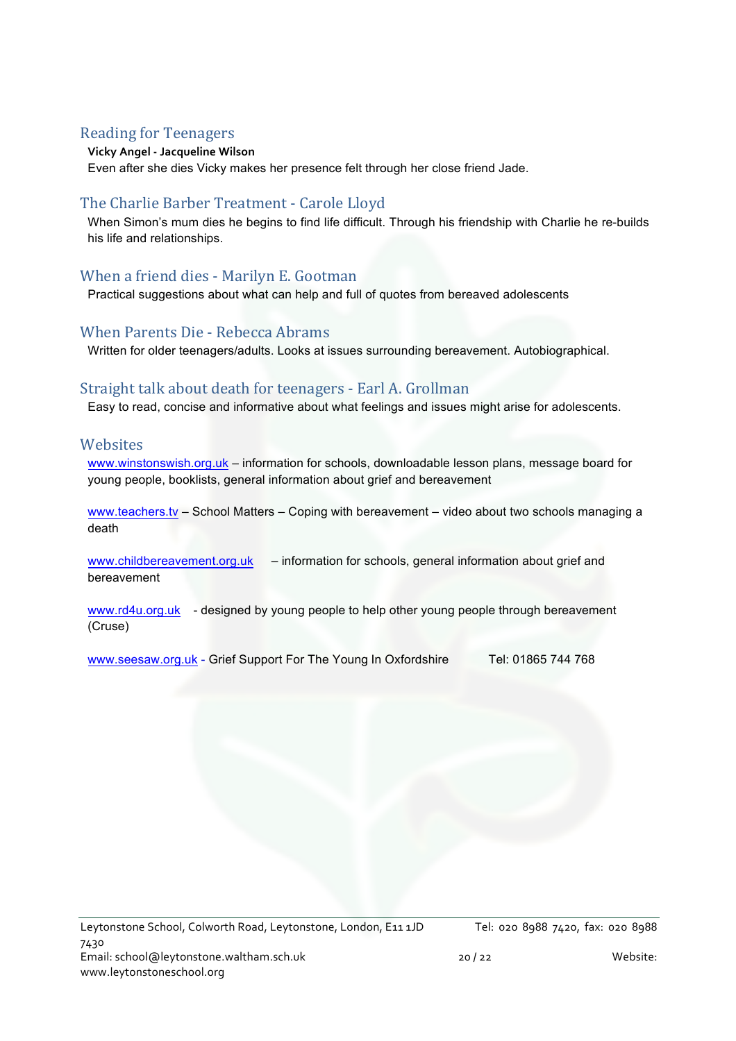## Reading for Teenagers

**Vicky Angel - Jacqueline Wilson**

Even after she dies Vicky makes her presence felt through her close friend Jade.

## The Charlie Barber Treatment - Carole Lloyd

When Simon's mum dies he begins to find life difficult. Through his friendship with Charlie he re-builds his life and relationships.

## When a friend dies - Marilyn E. Gootman

Practical suggestions about what can help and full of quotes from bereaved adolescents

## When Parents Die - Rebecca Abrams

Written for older teenagers/adults. Looks at issues surrounding bereavement. Autobiographical.

## Straight talk about death for teenagers - Earl A. Grollman

Easy to read, concise and informative about what feelings and issues might arise for adolescents.

## Websites

www.winstonswish.org.uk – information for schools, downloadable lesson plans, message board for young people, booklists, general information about grief and bereavement

www.teachers.tv – School Matters – Coping with bereavement – video about two schools managing a death

www.childbereavement.org.uk – information for schools, general information about grief and bereavement

www.rd4u.org.uk - designed by young people to help other young people through bereavement (Cruse)

www.seesaw.org.uk - Grief Support For The Young In Oxfordshire Tel: 01865 744 768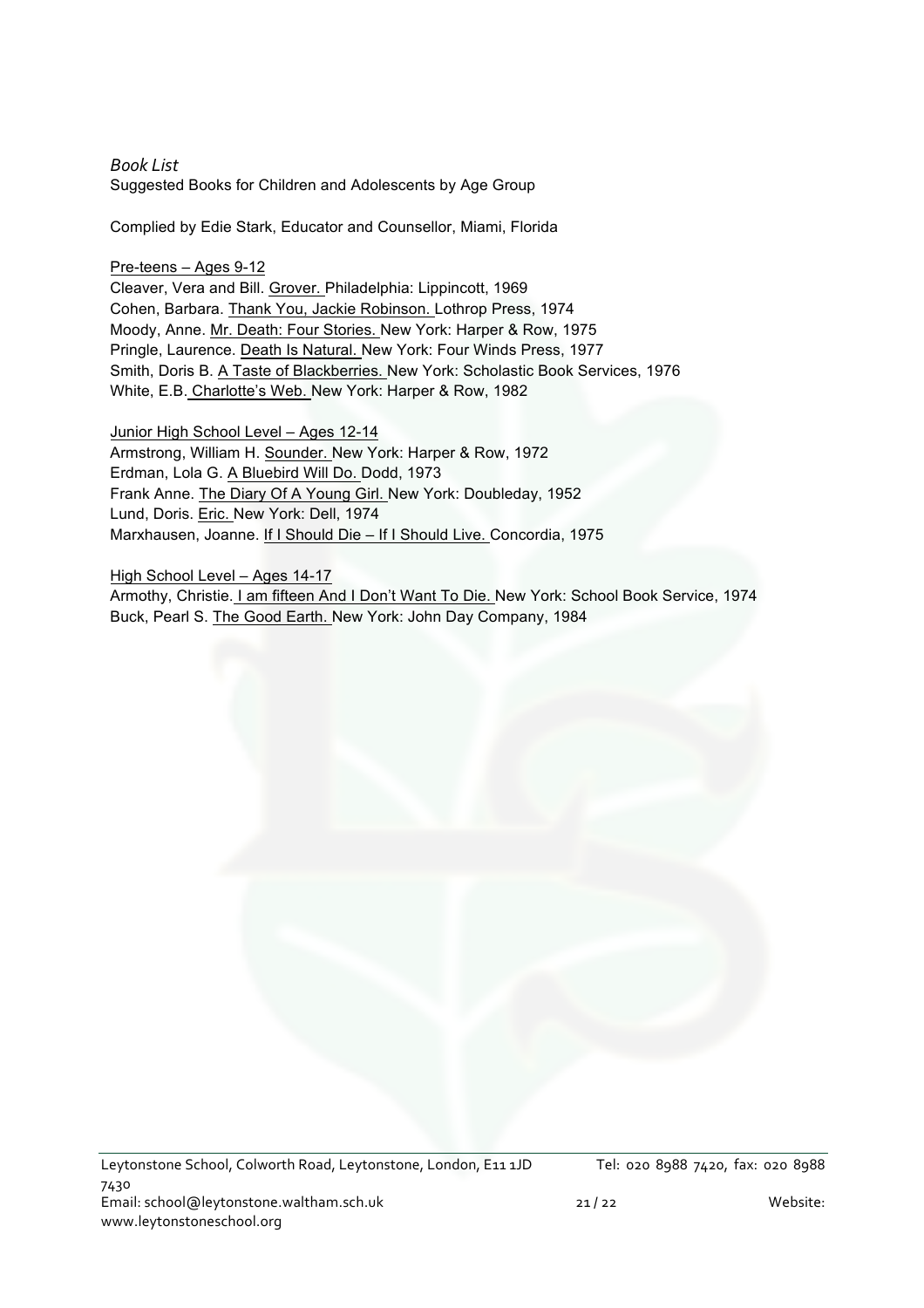*Book List*

Suggested Books for Children and Adolescents by Age Group

Complied by Edie Stark, Educator and Counsellor, Miami, Florida

Pre-teens – Ages 9-12

Cleaver, Vera and Bill. Grover. Philadelphia: Lippincott, 1969
Cohen, Barbara. Thank You, Jackie Robinson. Lothrop Press, 1974
Moody, Anne. Mr. Death: Four Stories. New York: Harper & Row, 1975
Pringle, Laurence. Death Is Natural. New York: Four Winds Press, 1977
Smith, Doris B. A Taste of Blackberries. New York: Scholastic Book Services, 1976
White, E.B. Charlotte's Web. New York: Harper & Row, 1982

Junior High School Level – Ages 12-14

Armstrong, William H. Sounder. New York: Harper & Row, 1972
Erdman, Lola G. A Bluebird Will Do. Dodd, 1973
Frank Anne. The Diary Of A Young Girl. New York: Doubleday, 1952
Lund, Doris. Eric. New York: Dell, 1974
Marxhausen, Joanne. If I Should Die – If I Should Live. Concordia, 1975

High School Level – Ages 14-17

Armothy, Christie. I am fifteen And I Don't Want To Die. New York: School Book Service, 1974
Buck, Pearl S. The Good Earth. New York: John Day Company, 1984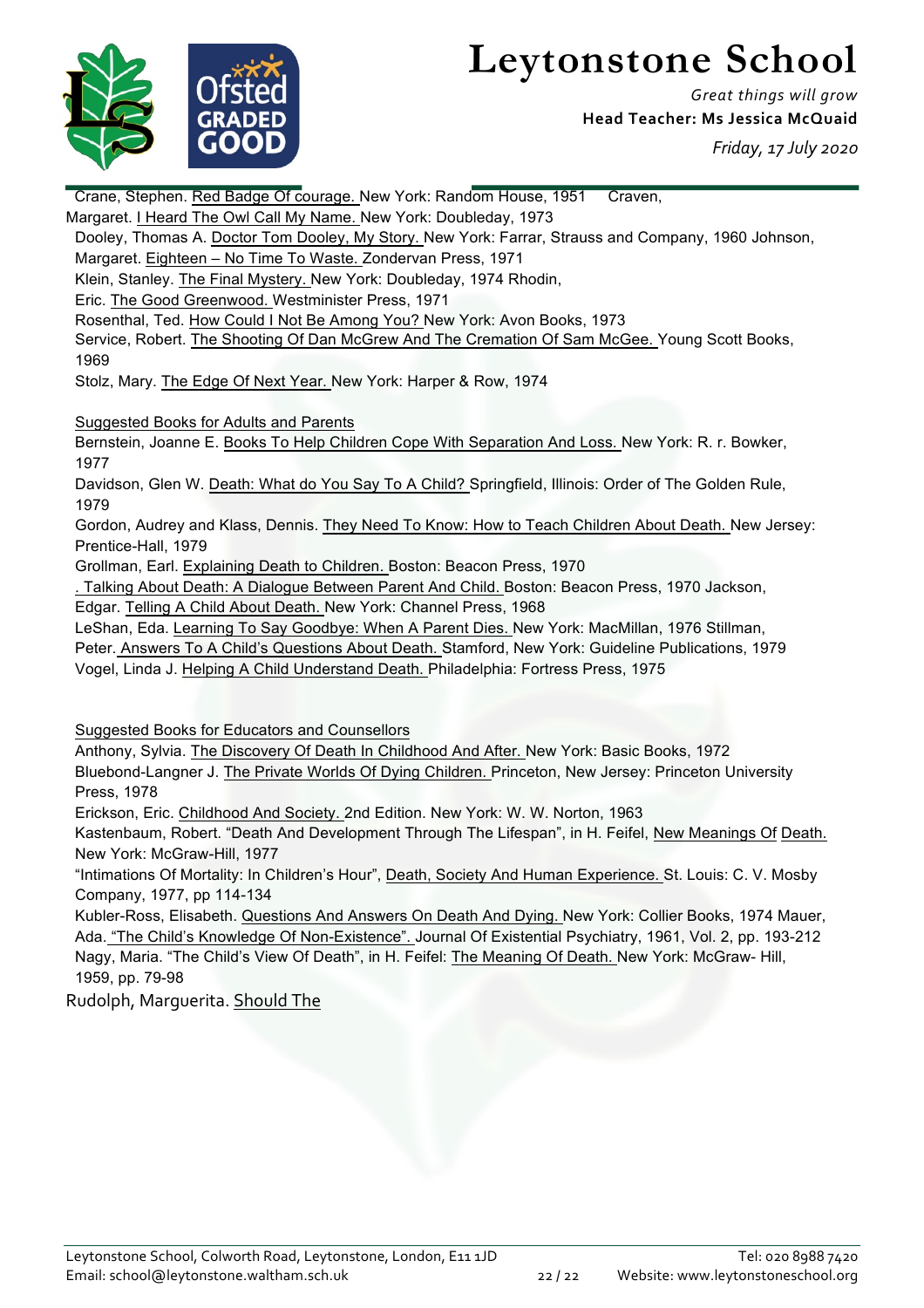Crane, Stephen. Red Badge Of courage. New York: Random House, 1951 Craven, Margaret. I Heard The Owl Call My Name. New York: Doubleday, 1973

Dooley, Thomas A. Doctor Tom Dooley, My Story. New York: Farrar, Strauss and Company, 1960 Johnson, Margaret. Eighteen – No Time To Waste. Zondervan Press, 1971

Klein, Stanley. The Final Mystery. New York: Doubleday, 1974 Rhodin, Eric. The Good Greenwood. Westminister Press, 1971

Rosenthal, Ted. How Could I Not Be Among You? New York: Avon Books, 1973

Service, Robert. The Shooting Of Dan McGrew And The Cremation Of Sam McGee. Young Scott Books, 1969

Stolz, Mary. The Edge Of Next Year. New York: Harper & Row, 1974

Suggested Books for Adults and Parents

Bernstein, Joanne E. Books To Help Children Cope With Separation And Loss. New York: R. r. Bowker, 1977

Davidson, Glen W. Death: What do You Say To A Child? Springfield, Illinois: Order of The Golden Rule, 1979

Gordon, Audrey and Klass, Dennis. They Need To Know: How to Teach Children About Death. New Jersey: Prentice-Hall, 1979

Grollman, Earl. Explaining Death to Children. Boston: Beacon Press, 1970

. Talking About Death: A Dialogue Between Parent And Child. Boston: Beacon Press, 1970 Jackson, Edgar. Telling A Child About Death. New York: Channel Press, 1968

LeShan, Eda. Learning To Say Goodbye: When A Parent Dies. New York: MacMillan, 1976 Stillman, Peter. Answers To A Child's Questions About Death. Stamford, New York: Guideline Publications, 1979

Vogel, Linda J. Helping A Child Understand Death. Philadelphia: Fortress Press, 1975

Suggested Books for Educators and Counsellors

Anthony, Sylvia. The Discovery Of Death In Childhood And After. New York: Basic Books, 1972

Bluebond-Langner J. The Private Worlds Of Dying Children. Princeton, New Jersey: Princeton University Press, 1978

Erickson, Eric. Childhood And Society. 2nd Edition. New York: W. W. Norton, 1963

Kastenbaum, Robert. "Death And Development Through The Lifespan", in H. Feifel, New Meanings Of Death. New York: McGraw-Hill, 1977

"Intimations Of Mortality: In Children's Hour", Death, Society And Human Experience. St. Louis: C. V. Mosby Company, 1977, pp 114-134

Kubler-Ross, Elisabeth. Questions And Answers On Death And Dying. New York: Collier Books, 1974 Mauer, Ada. "The Child's Knowledge Of Non-Existence". Journal Of Existential Psychiatry, 1961, Vol. 2, pp. 193-212

Nagy, Maria. "The Child's View Of Death", in H. Feifel: The Meaning Of Death. New York: McGraw- Hill, 1959, pp. 79-98

Rudolph, Marguerita. Should The